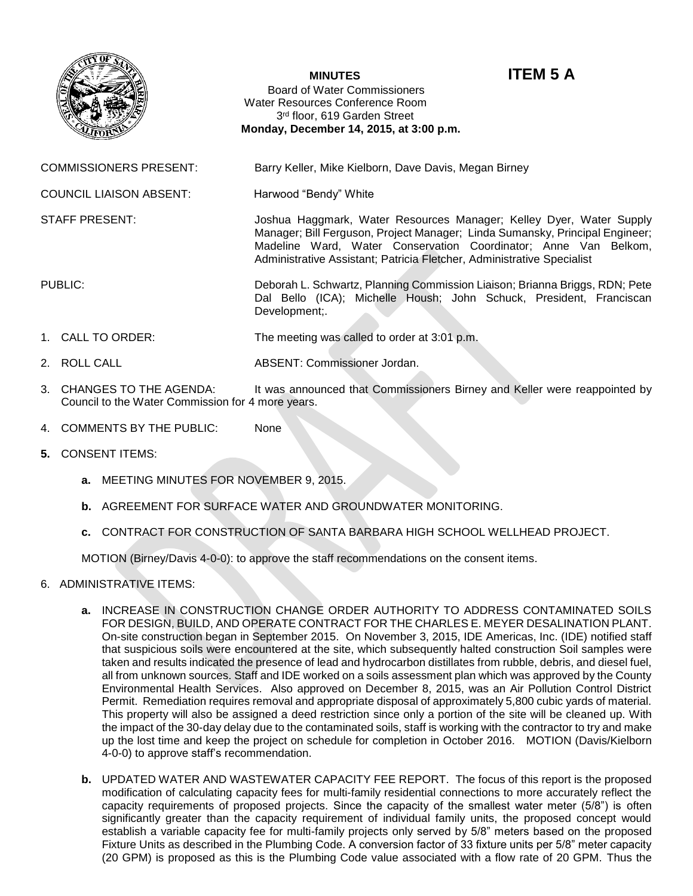**MINUTES** **ITEM 5 A**

Board of Water Commissioners
Water Resources Conference Room
3rd floor, 619 Garden Street
**Monday, December 14, 2015, at 3:00 p.m.**

COMMISSIONERS PRESENT: Barry Keller, Mike Kielborn, Dave Davis, Megan Birney

COUNCIL LIAISON ABSENT: Harwood "Bendy" White

STAFF PRESENT: Joshua Haggmark, Water Resources Manager; Kelley Dyer, Water Supply Manager; Bill Ferguson, Project Manager; Linda Sumansky, Principal Engineer; Madeline Ward, Water Conservation Coordinator; Anne Van Belkom, Administrative Assistant; Patricia Fletcher, Administrative Specialist

PUBLIC: Deborah L. Schwartz, Planning Commission Liaison; Brianna Briggs, RDN; Pete Dal Bello (ICA); Michelle Housh; John Schuck, President, Franciscan Development;.

1. CALL TO ORDER: The meeting was called to order at 3:01 p.m.

2. ROLL CALL ABSENT: Commissioner Jordan.

3. CHANGES TO THE AGENDA: It was announced that Commissioners Birney and Keller were reappointed by Council to the Water Commission for 4 more years.

4. COMMENTS BY THE PUBLIC: None

**5.** CONSENT ITEMS:

   **a.** MEETING MINUTES FOR NOVEMBER 9, 2015.

   **b.** AGREEMENT FOR SURFACE WATER AND GROUNDWATER MONITORING.

   **c.** CONTRACT FOR CONSTRUCTION OF SANTA BARBARA HIGH SCHOOL WELLHEAD PROJECT.

   MOTION (Birney/Davis 4-0-0): to approve the staff recommendations on the consent items.

6. ADMINISTRATIVE ITEMS:

   **a.** INCREASE IN CONSTRUCTION CHANGE ORDER AUTHORITY TO ADDRESS CONTAMINATED SOILS FOR DESIGN, BUILD, AND OPERATE CONTRACT FOR THE CHARLES E. MEYER DESALINATION PLANT. On-site construction began in September 2015. On November 3, 2015, IDE Americas, Inc. (IDE) notified staff that suspicious soils were encountered at the site, which subsequently halted construction Soil samples were taken and results indicated the presence of lead and hydrocarbon distillates from rubble, debris, and diesel fuel, all from unknown sources. Staff and IDE worked on a soils assessment plan which was approved by the County Environmental Health Services. Also approved on December 8, 2015, was an Air Pollution Control District Permit. Remediation requires removal and appropriate disposal of approximately 5,800 cubic yards of material. This property will also be assigned a deed restriction since only a portion of the site will be cleaned up. With the impact of the 30-day delay due to the contaminated soils, staff is working with the contractor to try and make up the lost time and keep the project on schedule for completion in October 2016. MOTION (Davis/Kielborn 4-0-0) to approve staff's recommendation.

   **b.** UPDATED WATER AND WASTEWATER CAPACITY FEE REPORT. The focus of this report is the proposed modification of calculating capacity fees for multi-family residential connections to more accurately reflect the capacity requirements of proposed projects. Since the capacity of the smallest water meter (5/8") is often significantly greater than the capacity requirement of individual family units, the proposed concept would establish a variable capacity fee for multi-family projects only served by 5/8" meters based on the proposed Fixture Units as described in the Plumbing Code. A conversion factor of 33 fixture units per 5/8" meter capacity (20 GPM) is proposed as this is the Plumbing Code value associated with a flow rate of 20 GPM. Thus the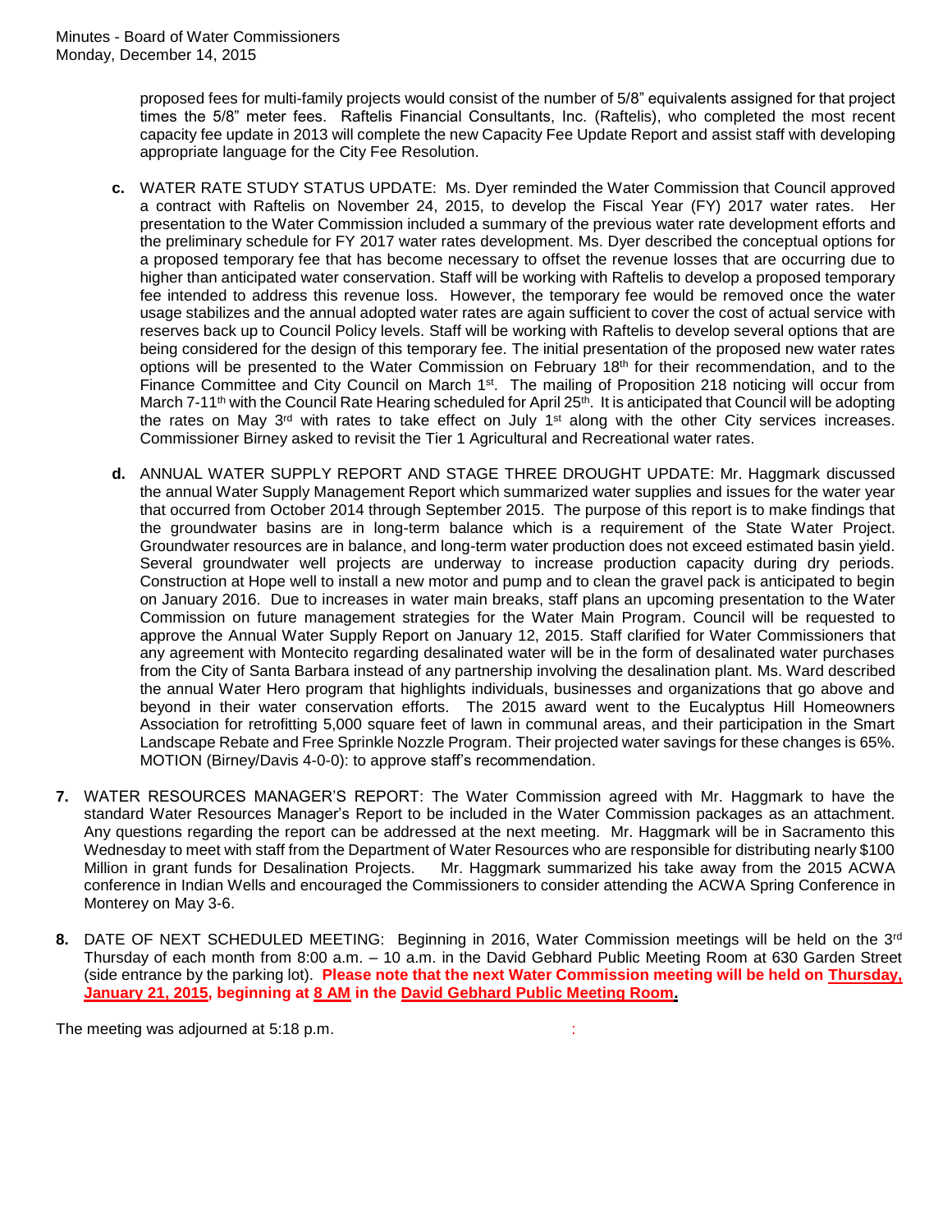proposed fees for multi-family projects would consist of the number of 5/8" equivalents assigned for that project times the 5/8" meter fees. Raftelis Financial Consultants, Inc. (Raftelis), who completed the most recent capacity fee update in 2013 will complete the new Capacity Fee Update Report and assist staff with developing appropriate language for the City Fee Resolution.

**c.** WATER RATE STUDY STATUS UPDATE: Ms. Dyer reminded the Water Commission that Council approved a contract with Raftelis on November 24, 2015, to develop the Fiscal Year (FY) 2017 water rates. Her presentation to the Water Commission included a summary of the previous water rate development efforts and the preliminary schedule for FY 2017 water rates development. Ms. Dyer described the conceptual options for a proposed temporary fee that has become necessary to offset the revenue losses that are occurring due to higher than anticipated water conservation. Staff will be working with Raftelis to develop a proposed temporary fee intended to address this revenue loss. However, the temporary fee would be removed once the water usage stabilizes and the annual adopted water rates are again sufficient to cover the cost of actual service with reserves back up to Council Policy levels. Staff will be working with Raftelis to develop several options that are being considered for the design of this temporary fee. The initial presentation of the proposed new water rates options will be presented to the Water Commission on February 18th for their recommendation, and to the Finance Committee and City Council on March 1st. The mailing of Proposition 218 noticing will occur from March 7-11th with the Council Rate Hearing scheduled for April 25th. It is anticipated that Council will be adopting the rates on May 3rd with rates to take effect on July 1st along with the other City services increases. Commissioner Birney asked to revisit the Tier 1 Agricultural and Recreational water rates.

**d.** ANNUAL WATER SUPPLY REPORT AND STAGE THREE DROUGHT UPDATE: Mr. Haggmark discussed the annual Water Supply Management Report which summarized water supplies and issues for the water year that occurred from October 2014 through September 2015. The purpose of this report is to make findings that the groundwater basins are in long-term balance which is a requirement of the State Water Project. Groundwater resources are in balance, and long-term water production does not exceed estimated basin yield. Several groundwater well projects are underway to increase production capacity during dry periods. Construction at Hope well to install a new motor and pump and to clean the gravel pack is anticipated to begin on January 2016. Due to increases in water main breaks, staff plans an upcoming presentation to the Water Commission on future management strategies for the Water Main Program. Council will be requested to approve the Annual Water Supply Report on January 12, 2015. Staff clarified for Water Commissioners that any agreement with Montecito regarding desalinated water will be in the form of desalinated water purchases from the City of Santa Barbara instead of any partnership involving the desalination plant. Ms. Ward described the annual Water Hero program that highlights individuals, businesses and organizations that go above and beyond in their water conservation efforts. The 2015 award went to the Eucalyptus Hill Homeowners Association for retrofitting 5,000 square feet of lawn in communal areas, and their participation in the Smart Landscape Rebate and Free Sprinkle Nozzle Program. Their projected water savings for these changes is 65%. MOTION (Birney/Davis 4-0-0): to approve staff's recommendation.

**7.** WATER RESOURCES MANAGER'S REPORT: The Water Commission agreed with Mr. Haggmark to have the standard Water Resources Manager's Report to be included in the Water Commission packages as an attachment. Any questions regarding the report can be addressed at the next meeting. Mr. Haggmark will be in Sacramento this Wednesday to meet with staff from the Department of Water Resources who are responsible for distributing nearly $100 Million in grant funds for Desalination Projects. Mr. Haggmark summarized his take away from the 2015 ACWA conference in Indian Wells and encouraged the Commissioners to consider attending the ACWA Spring Conference in Monterey on May 3-6.

**8.** DATE OF NEXT SCHEDULED MEETING: Beginning in 2016, Water Commission meetings will be held on the 3rd Thursday of each month from 8:00 a.m. – 10 a.m. in the David Gebhard Public Meeting Room at 630 Garden Street (side entrance by the parking lot). **Please note that the next Water Commission meeting will be held on Thursday, January 21, 2015, beginning at 8 AM in the David Gebhard Public Meeting Room.**

The meeting was adjourned at 5:18 p.m.